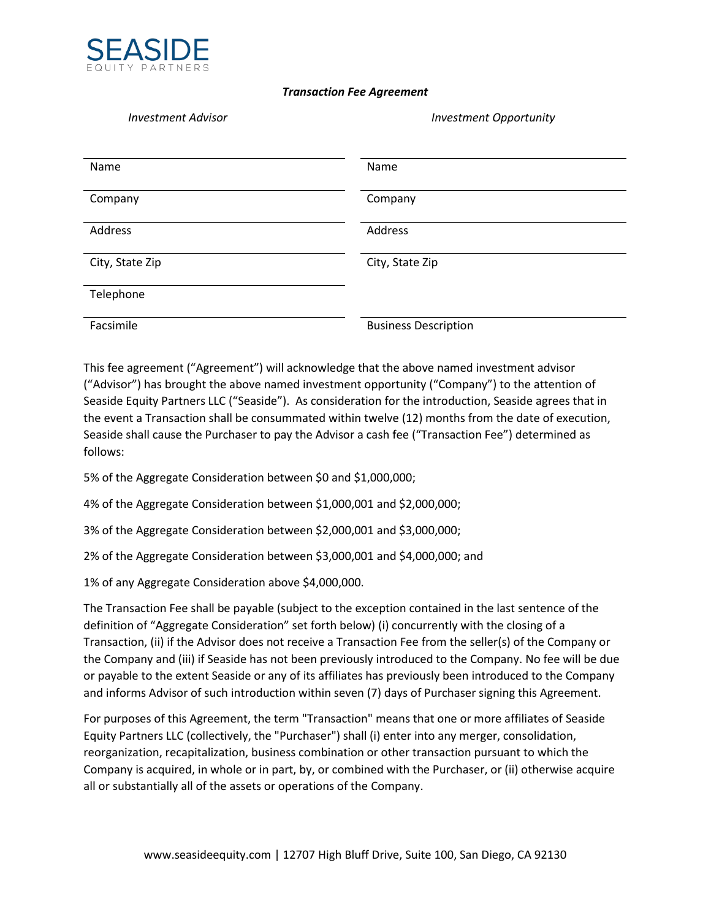SEASIDE
EQUITY PARTNERS

***Transaction Fee Agreement***

| *Investment Advisor* | *Investment Opportunity* |
|---|---|
| Name | Name |
| Company | Company |
| Address | Address |
| City, State Zip | City, State Zip |
| Telephone | |
| Facsimile | Business Description |

This fee agreement ("Agreement") will acknowledge that the above named investment advisor ("Advisor") has brought the above named investment opportunity ("Company") to the attention of Seaside Equity Partners LLC ("Seaside"). As consideration for the introduction, Seaside agrees that in the event a Transaction shall be consummated within twelve (12) months from the date of execution, Seaside shall cause the Purchaser to pay the Advisor a cash fee ("Transaction Fee") determined as follows:

5% of the Aggregate Consideration between $0 and $1,000,000;

4% of the Aggregate Consideration between $1,000,001 and $2,000,000;

3% of the Aggregate Consideration between $2,000,001 and $3,000,000;

2% of the Aggregate Consideration between $3,000,001 and $4,000,000; and

1% of any Aggregate Consideration above $4,000,000.

The Transaction Fee shall be payable (subject to the exception contained in the last sentence of the definition of "Aggregate Consideration" set forth below) (i) concurrently with the closing of a Transaction, (ii) if the Advisor does not receive a Transaction Fee from the seller(s) of the Company or the Company and (iii) if Seaside has not been previously introduced to the Company. No fee will be due or payable to the extent Seaside or any of its affiliates has previously been introduced to the Company and informs Advisor of such introduction within seven (7) days of Purchaser signing this Agreement.

For purposes of this Agreement, the term "Transaction" means that one or more affiliates of Seaside Equity Partners LLC (collectively, the "Purchaser") shall (i) enter into any merger, consolidation, reorganization, recapitalization, business combination or other transaction pursuant to which the Company is acquired, in whole or in part, by, or combined with the Purchaser, or (ii) otherwise acquire all or substantially all of the assets or operations of the Company.

www.seasideequity.com | 12707 High Bluff Drive, Suite 100, San Diego, CA 92130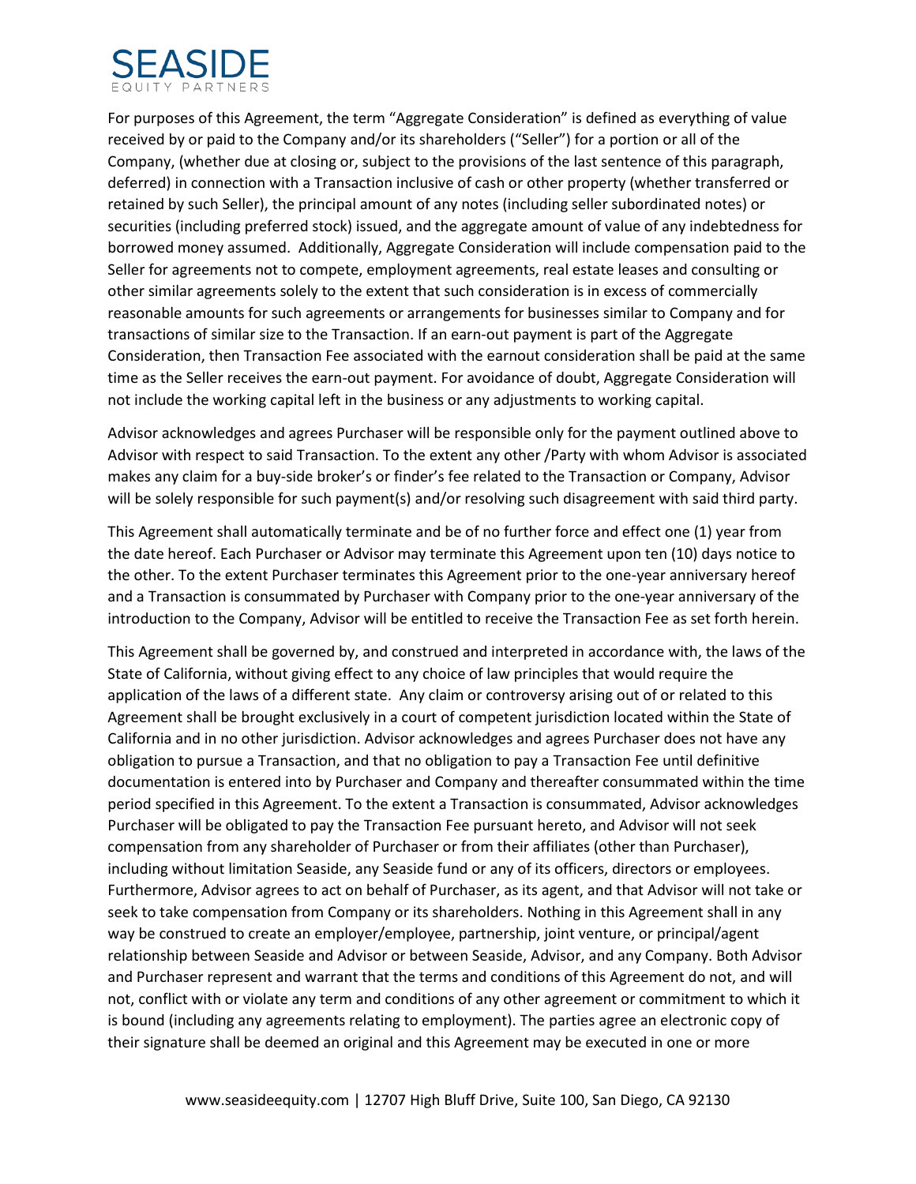For purposes of this Agreement, the term "Aggregate Consideration" is defined as everything of value received by or paid to the Company and/or its shareholders ("Seller") for a portion or all of the Company, (whether due at closing or, subject to the provisions of the last sentence of this paragraph, deferred) in connection with a Transaction inclusive of cash or other property (whether transferred or retained by such Seller), the principal amount of any notes (including seller subordinated notes) or securities (including preferred stock) issued, and the aggregate amount of value of any indebtedness for borrowed money assumed. Additionally, Aggregate Consideration will include compensation paid to the Seller for agreements not to compete, employment agreements, real estate leases and consulting or other similar agreements solely to the extent that such consideration is in excess of commercially reasonable amounts for such agreements or arrangements for businesses similar to Company and for transactions of similar size to the Transaction. If an earn-out payment is part of the Aggregate Consideration, then Transaction Fee associated with the earnout consideration shall be paid at the same time as the Seller receives the earn-out payment. For avoidance of doubt, Aggregate Consideration will not include the working capital left in the business or any adjustments to working capital.

Advisor acknowledges and agrees Purchaser will be responsible only for the payment outlined above to Advisor with respect to said Transaction. To the extent any other /Party with whom Advisor is associated makes any claim for a buy-side broker's or finder's fee related to the Transaction or Company, Advisor will be solely responsible for such payment(s) and/or resolving such disagreement with said third party.

This Agreement shall automatically terminate and be of no further force and effect one (1) year from the date hereof. Each Purchaser or Advisor may terminate this Agreement upon ten (10) days notice to the other. To the extent Purchaser terminates this Agreement prior to the one-year anniversary hereof and a Transaction is consummated by Purchaser with Company prior to the one-year anniversary of the introduction to the Company, Advisor will be entitled to receive the Transaction Fee as set forth herein.

This Agreement shall be governed by, and construed and interpreted in accordance with, the laws of the State of California, without giving effect to any choice of law principles that would require the application of the laws of a different state. Any claim or controversy arising out of or related to this Agreement shall be brought exclusively in a court of competent jurisdiction located within the State of California and in no other jurisdiction. Advisor acknowledges and agrees Purchaser does not have any obligation to pursue a Transaction, and that no obligation to pay a Transaction Fee until definitive documentation is entered into by Purchaser and Company and thereafter consummated within the time period specified in this Agreement. To the extent a Transaction is consummated, Advisor acknowledges Purchaser will be obligated to pay the Transaction Fee pursuant hereto, and Advisor will not seek compensation from any shareholder of Purchaser or from their affiliates (other than Purchaser), including without limitation Seaside, any Seaside fund or any of its officers, directors or employees. Furthermore, Advisor agrees to act on behalf of Purchaser, as its agent, and that Advisor will not take or seek to take compensation from Company or its shareholders. Nothing in this Agreement shall in any way be construed to create an employer/employee, partnership, joint venture, or principal/agent relationship between Seaside and Advisor or between Seaside, Advisor, and any Company. Both Advisor and Purchaser represent and warrant that the terms and conditions of this Agreement do not, and will not, conflict with or violate any term and conditions of any other agreement or commitment to which it is bound (including any agreements relating to employment). The parties agree an electronic copy of their signature shall be deemed an original and this Agreement may be executed in one or more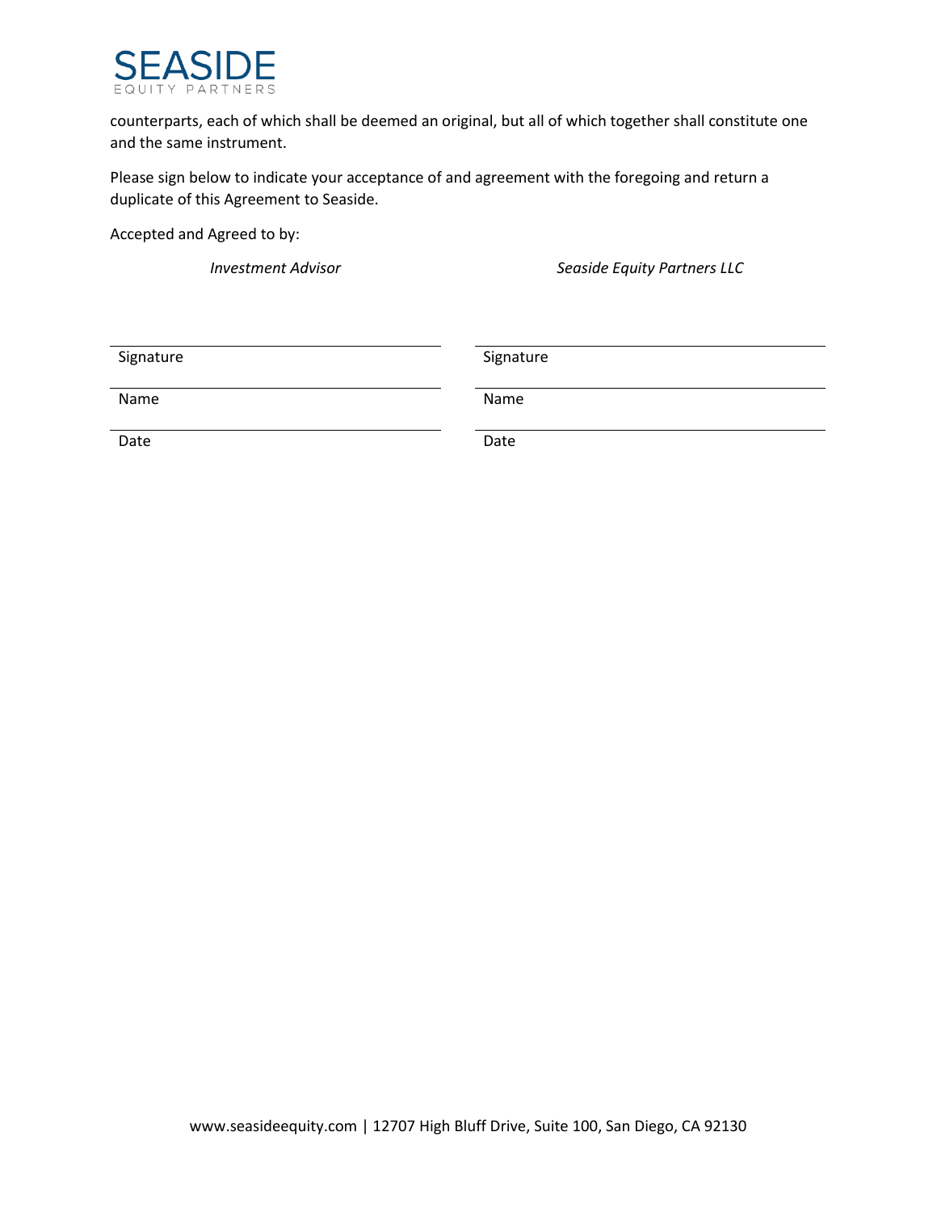counterparts, each of which shall be deemed an original, but all of which together shall constitute one and the same instrument.

Please sign below to indicate your acceptance of and agreement with the foregoing and return a duplicate of this Agreement to Seaside.

Accepted and Agreed to by:

| *Investment Advisor* | *Seaside Equity Partners LLC* |
|---|---|
| Signature | Signature |
| Name | Name |
| Date | Date |